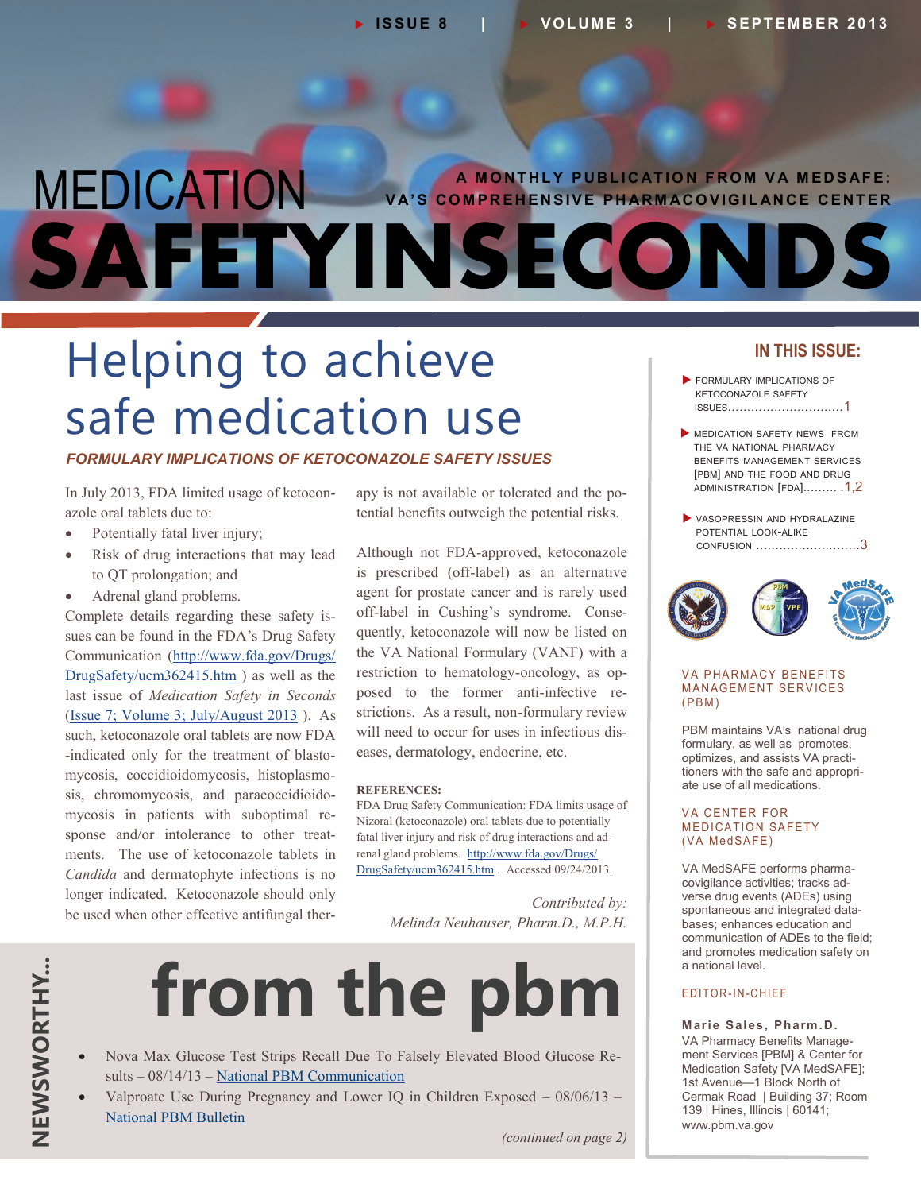# MEDICATION SAFETY IN SECONDS

A MONTHLY PUBLICATION FROM VA MEDSAFE: VA'S COMPREHENSIVE PHARMACOVIGILANCE CENTER

## Helping to achieve safe medication use

### *FORMULARY IMPLICATIONS OF KETOCONAZOLE SAFETY ISSUES*

In July 2013, FDA limited usage of ketoconazole oral tablets due to:

- Potentially fatal liver injury;
- Risk of drug interactions that may lead to QT prolongation; and
- Adrenal gland problems.

Complete details regarding these safety issues can be found in the FDA's Drug Safety Communication (http://www.fda.gov/Drugs/DrugSafety/ucm362415.htm ) as well as the last issue of *Medication Safety in Seconds* (Issue 7; Volume 3; July/August 2013 ). As such, ketoconazole oral tablets are now FDA-indicated only for the treatment of blastomycosis, coccidioidomycosis, histoplasmosis, chromomycosis, and paracoccidioidomycosis in patients with suboptimal response and/or intolerance to other treatments. The use of ketoconazole tablets in *Candida* and dermatophyte infections is no longer indicated. Ketoconazole should only be used when other effective antifungal therapy is not available or tolerated and the potential benefits outweigh the potential risks.

Although not FDA-approved, ketoconazole is prescribed (off-label) as an alternative agent for prostate cancer and is rarely used off-label in Cushing's syndrome. Consequently, ketoconazole will now be listed on the VA National Formulary (VANF) with a restriction to hematology-oncology, as opposed to the former anti-infective restrictions. As a result, non-formulary review will need to occur for uses in infectious diseases, dermatology, endocrine, etc.

**REFERENCES:**

FDA Drug Safety Communication: FDA limits usage of Nizoral (ketoconazole) oral tablets due to potentially fatal liver injury and risk of drug interactions and adrenal gland problems. http://www.fda.gov/Drugs/DrugSafety/ucm362415.htm . Accessed 09/24/2013.

*Contributed by: Melinda Neuhauser, Pharm.D., M.P.H.*

## NEWSWORTHY... from the pbm

- Nova Max Glucose Test Strips Recall Due To Falsely Elevated Blood Glucose Results – 08/14/13 – National PBM Communication
- Valproate Use During Pregnancy and Lower IQ in Children Exposed – 08/06/13 – National PBM Bulletin

*(continued on page 2)*

---

### IN THIS ISSUE:

- FORMULARY IMPLICATIONS OF KETOCONAZOLE SAFETY ISSUES ....1
- MEDICATION SAFETY NEWS FROM THE VA NATIONAL PHARMACY BENEFITS MANAGEMENT SERVICES [PBM] AND THE FOOD AND DRUG ADMINISTRATION [FDA] ....1,2
- VASOPRESSIN AND HYDRALAZINE POTENTIAL LOOK-ALIKE CONFUSION ....3

**VA PHARMACY BENEFITS MANAGEMENT SERVICES (PBM)**

PBM maintains VA's national drug formulary, as well as promotes, optimizes, and assists VA practitioners with the safe and appropriate use of all medications.

**VA CENTER FOR MEDICATION SAFETY (VA MedSAFE)**

VA MedSAFE performs pharmacovigilance activities; tracks adverse drug events (ADEs) using spontaneous and integrated databases; enhances education and communication of ADEs to the field; and promotes medication safety on a national level.

**EDITOR-IN-CHIEF**

**Marie Sales, Pharm.D.**
VA Pharmacy Benefits Management Services [PBM] & Center for Medication Safety [VA MedSAFE]; 1st Avenue—1 Block North of Cermak Road | Building 37; Room 139 | Hines, Illinois | 60141; www.pbm.va.gov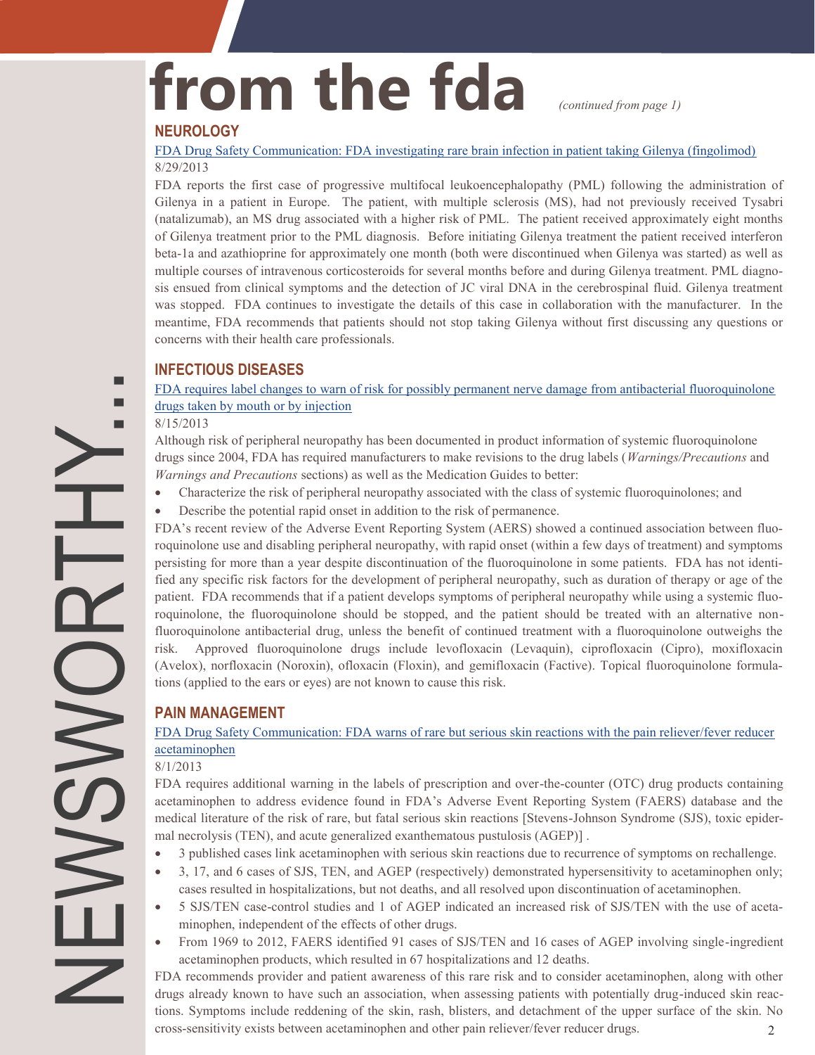# from the fda

*(continued from page 1)*

NEWSWORTHY...

## NEUROLOGY

FDA Drug Safety Communication: FDA investigating rare brain infection in patient taking Gilenya (fingolimod)

8/29/2013

FDA reports the first case of progressive multifocal leukoencephalopathy (PML) following the administration of Gilenya in a patient in Europe. The patient, with multiple sclerosis (MS), had not previously received Tysabri (natalizumab), an MS drug associated with a higher risk of PML. The patient received approximately eight months of Gilenya treatment prior to the PML diagnosis. Before initiating Gilenya treatment the patient received interferon beta-1a and azathioprine for approximately one month (both were discontinued when Gilenya was started) as well as multiple courses of intravenous corticosteroids for several months before and during Gilenya treatment. PML diagnosis ensued from clinical symptoms and the detection of JC viral DNA in the cerebrospinal fluid. Gilenya treatment was stopped. FDA continues to investigate the details of this case in collaboration with the manufacturer. In the meantime, FDA recommends that patients should not stop taking Gilenya without first discussing any questions or concerns with their health care professionals.

## INFECTIOUS DISEASES

FDA requires label changes to warn of risk for possibly permanent nerve damage from antibacterial fluoroquinolone drugs taken by mouth or by injection

8/15/2013

Although risk of peripheral neuropathy has been documented in product information of systemic fluoroquinolone drugs since 2004, FDA has required manufacturers to make revisions to the drug labels (*Warnings/Precautions* and *Warnings and Precautions* sections) as well as the Medication Guides to better:

- Characterize the risk of peripheral neuropathy associated with the class of systemic fluoroquinolones; and
- Describe the potential rapid onset in addition to the risk of permanence.

FDA's recent review of the Adverse Event Reporting System (AERS) showed a continued association between fluoroquinolone use and disabling peripheral neuropathy, with rapid onset (within a few days of treatment) and symptoms persisting for more than a year despite discontinuation of the fluoroquinolone in some patients. FDA has not identified any specific risk factors for the development of peripheral neuropathy, such as duration of therapy or age of the patient. FDA recommends that if a patient develops symptoms of peripheral neuropathy while using a systemic fluoroquinolone, the fluoroquinolone should be stopped, and the patient should be treated with an alternative non-fluoroquinolone antibacterial drug, unless the benefit of continued treatment with a fluoroquinolone outweighs the risk. Approved fluoroquinolone drugs include levofloxacin (Levaquin), ciprofloxacin (Cipro), moxifloxacin (Avelox), norfloxacin (Noroxin), ofloxacin (Floxin), and gemifloxacin (Factive). Topical fluoroquinolone formulations (applied to the ears or eyes) are not known to cause this risk.

## PAIN MANAGEMENT

FDA Drug Safety Communication: FDA warns of rare but serious skin reactions with the pain reliever/fever reducer acetaminophen

8/1/2013

FDA requires additional warning in the labels of prescription and over-the-counter (OTC) drug products containing acetaminophen to address evidence found in FDA's Adverse Event Reporting System (FAERS) database and the medical literature of the risk of rare, but fatal serious skin reactions [Stevens-Johnson Syndrome (SJS), toxic epidermal necrolysis (TEN), and acute generalized exanthematous pustulosis (AGEP)] .

- 3 published cases link acetaminophen with serious skin reactions due to recurrence of symptoms on rechallenge.
- 3, 17, and 6 cases of SJS, TEN, and AGEP (respectively) demonstrated hypersensitivity to acetaminophen only; cases resulted in hospitalizations, but not deaths, and all resolved upon discontinuation of acetaminophen.
- 5 SJS/TEN case-control studies and 1 of AGEP indicated an increased risk of SJS/TEN with the use of acetaminophen, independent of the effects of other drugs.
- From 1969 to 2012, FAERS identified 91 cases of SJS/TEN and 16 cases of AGEP involving single-ingredient acetaminophen products, which resulted in 67 hospitalizations and 12 deaths.

FDA recommends provider and patient awareness of this rare risk and to consider acetaminophen, along with other drugs already known to have such an association, when assessing patients with potentially drug-induced skin reactions. Symptoms include reddening of the skin, rash, blisters, and detachment of the upper surface of the skin. No cross-sensitivity exists between acetaminophen and other pain reliever/fever reducer drugs.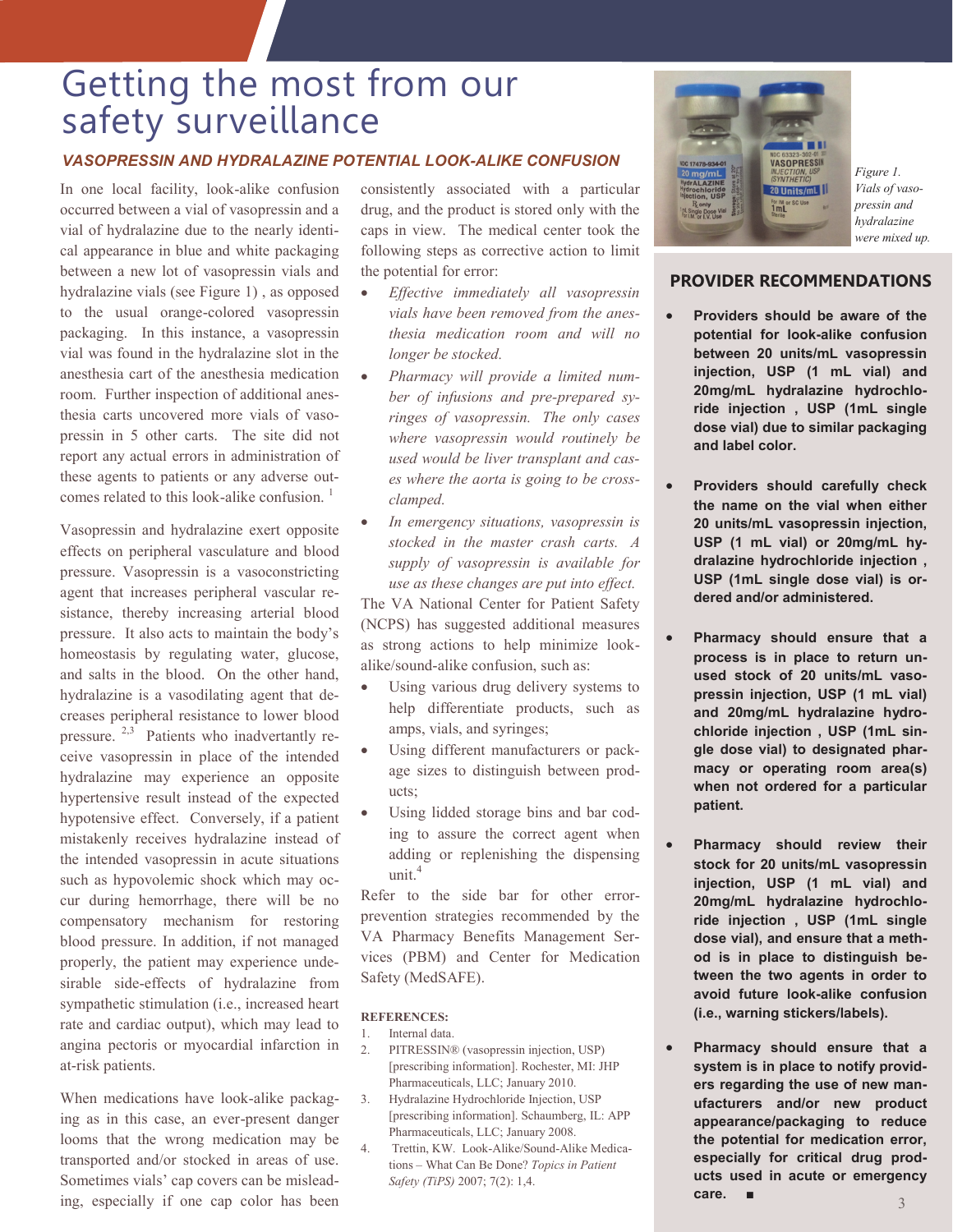# Getting the most from our safety surveillance

### VASOPRESSIN AND HYDRALAZINE POTENTIAL LOOK-ALIKE CONFUSION

In one local facility, look-alike confusion occurred between a vial of vasopressin and a vial of hydralazine due to the nearly identical appearance in blue and white packaging between a new lot of vasopressin vials and hydralazine vials (see Figure 1) , as opposed to the usual orange-colored vasopressin packaging. In this instance, a vasopressin vial was found in the hydralazine slot in the anesthesia cart of the anesthesia medication room. Further inspection of additional anesthesia carts uncovered more vials of vasopressin in 5 other carts. The site did not report any actual errors in administration of these agents to patients or any adverse outcomes related to this look-alike confusion.[1]

Vasopressin and hydralazine exert opposite effects on peripheral vasculature and blood pressure. Vasopressin is a vasoconstricting agent that increases peripheral vascular resistance, thereby increasing arterial blood pressure. It also acts to maintain the body's homeostasis by regulating water, glucose, and salts in the blood. On the other hand, hydralazine is a vasodilating agent that decreases peripheral resistance to lower blood pressure.[2,3] Patients who inadvertantly receive vasopressin in place of the intended hydralazine may experience an opposite hypertensive result instead of the expected hypotensive effect. Conversely, if a patient mistakenly receives hydralazine instead of the intended vasopressin in acute situations such as hypovolemic shock which may occur during hemorrhage, there will be no compensatory mechanism for restoring blood pressure. In addition, if not managed properly, the patient may experience undesirable side-effects of hydralazine from sympathetic stimulation (i.e., increased heart rate and cardiac output), which may lead to angina pectoris or myocardial infarction in at-risk patients.

When medications have look-alike packaging as in this case, an ever-present danger looms that the wrong medication may be transported and/or stocked in areas of use. Sometimes vials' cap covers can be misleading, especially if one cap color has been consistently associated with a particular drug, and the product is stored only with the caps in view. The medical center took the following steps as corrective action to limit the potential for error:

- *Effective immediately all vasopressin vials have been removed from the anesthesia medication room and will no longer be stocked.*
- *Pharmacy will provide a limited number of infusions and pre-prepared syringes of vasopressin. The only cases where vasopressin would routinely be used would be liver transplant and cases where the aorta is going to be cross-clamped.*
- *In emergency situations, vasopressin is stocked in the master crash carts. A supply of vasopressin is available for use as these changes are put into effect.*

The VA National Center for Patient Safety (NCPS) has suggested additional measures as strong actions to help minimize look-alike/sound-alike confusion, such as:

- Using various drug delivery systems to help differentiate products, such as amps, vials, and syringes;
- Using different manufacturers or package sizes to distinguish between products;
- Using lidded storage bins and bar coding to assure the correct agent when adding or replenishing the dispensing unit.[4]

Refer to the side bar for other error-prevention strategies recommended by the VA Pharmacy Benefits Management Services (PBM) and Center for Medication Safety (MedSAFE).

*Figure 1. Vials of vasopressin and hydralazine were mixed up.*

## PROVIDER RECOMMENDATIONS

- **Providers should be aware of the potential for look-alike confusion between 20 units/mL vasopressin injection, USP (1 mL vial) and 20mg/mL hydralazine hydrochloride injection , USP (1mL single dose vial) due to similar packaging and label color.**
- **Providers should carefully check the name on the vial when either 20 units/mL vasopressin injection, USP (1 mL vial) or 20mg/mL hydralazine hydrochloride injection , USP (1mL single dose vial) is ordered and/or administered.**
- **Pharmacy should ensure that a process is in place to return unused stock of 20 units/mL vasopressin injection, USP (1 mL vial) and 20mg/mL hydralazine hydrochloride injection , USP (1mL single dose vial) to designated pharmacy or operating room area(s) when not ordered for a particular patient.**
- **Pharmacy should review their stock for 20 units/mL vasopressin injection, USP (1 mL vial) and 20mg/mL hydralazine hydrochloride injection , USP (1mL single dose vial), and ensure that a method is in place to distinguish between the two agents in order to avoid future look-alike confusion (i.e., warning stickers/labels).**
- **Pharmacy should ensure that a system is in place to notify providers regarding the use of new manufacturers and/or new product appearance/packaging to reduce the potential for medication error, especially for critical drug products used in acute or emergency care.** ■

**REFERENCES:**

1. Internal data.
2. PITRESSIN® (vasopressin injection, USP) [prescribing information]. Rochester, MI: JHP Pharmaceuticals, LLC; January 2010.
3. Hydralazine Hydrochloride Injection, USP [prescribing information]. Schaumberg, IL: APP Pharmaceuticals, LLC; January 2008.
4. Trettin, KW. Look-Alike/Sound-Alike Medications – What Can Be Done? *Topics in Patient Safety (TiPS)* 2007; 7(2): 1,4.